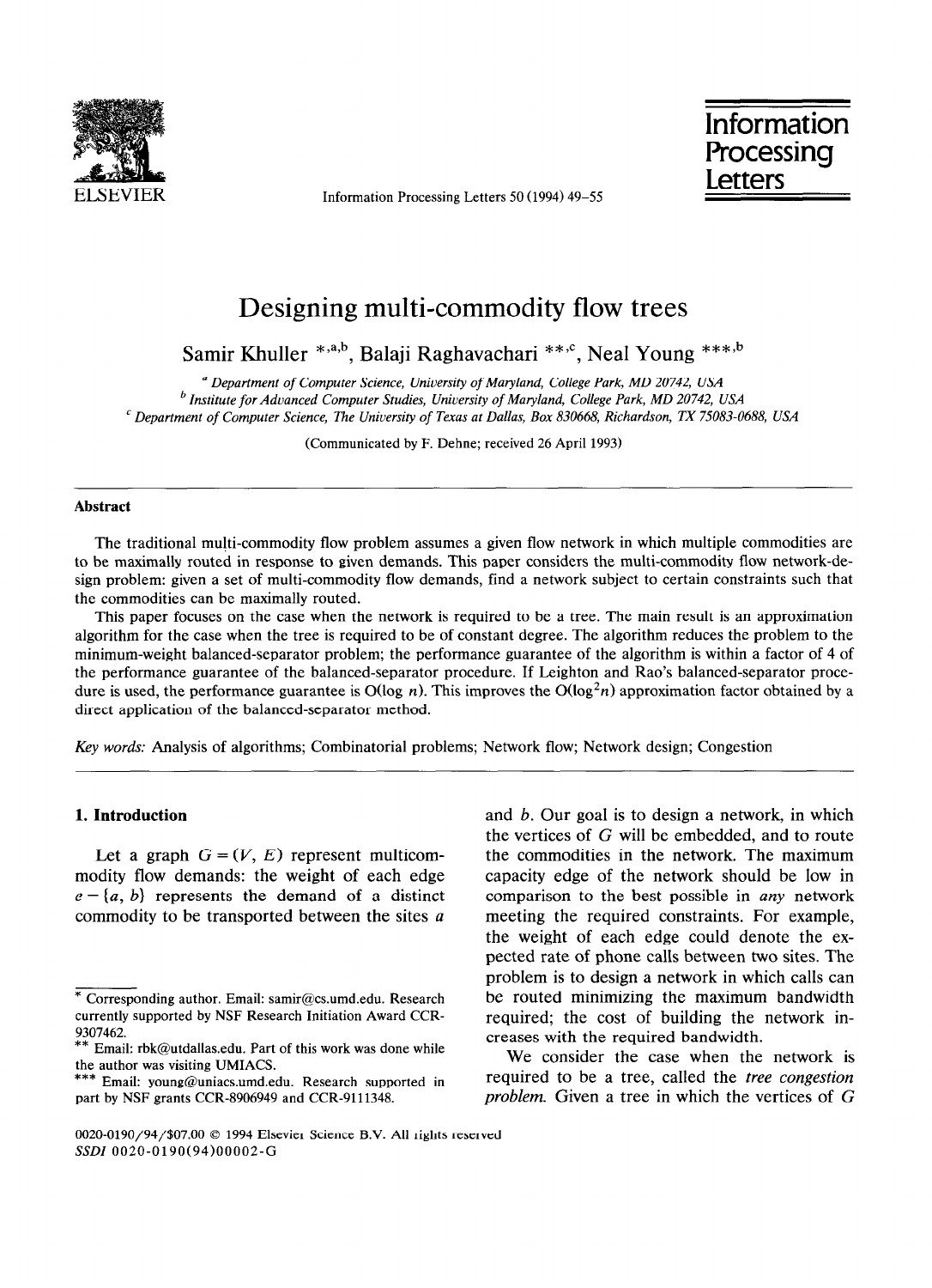# Designing multi-commodity flow trees

Samir Khuller [*,a,b], Balaji Raghavachari [**,c], Neal Young [***,b]

[a] Department of Computer Science, University of Maryland, College Park, MD 20742, USA
[b] Institute for Advanced Computer Studies, University of Maryland, College Park, MD 20742, USA
[c] Department of Computer Science, The University of Texas at Dallas, Box 830668, Richardson, TX 75083-0688, USA

(Communicated by F. Dehne; received 26 April 1993)

### Abstract

The traditional multi-commodity flow problem assumes a given flow network in which multiple commodities are to be maximally routed in response to given demands. This paper considers the multi-commodity flow network-design problem: given a set of multi-commodity flow demands, find a network subject to certain constraints such that the commodities can be maximally routed.

This paper focuses on the case when the network is required to be a tree. The main result is an approximation algorithm for the case when the tree is required to be of constant degree. The algorithm reduces the problem to the minimum-weight balanced-separator problem; the performance guarantee of the algorithm is within a factor of 4 of the performance guarantee of the balanced-separator procedure. If Leighton and Rao's balanced-separator procedure is used, the performance guarantee is $O(\log n)$. This improves the $O(\log^2 n)$ approximation factor obtained by a direct application of the balanced-separator method.

*Key words:* Analysis of algorithms; Combinatorial problems; Network flow; Network design; Congestion

## 1. Introduction

Let a graph $G = (V, E)$ represent multicommodity flow demands: the weight of each edge $e = \{a, b\}$ represents the demand of a distinct commodity to be transported between the sites $a$ and $b$. Our goal is to design a network, in which the vertices of $G$ will be embedded, and to route the commodities in the network. The maximum capacity edge of the network should be low in comparison to the best possible in *any* network meeting the required constraints. For example, the weight of each edge could denote the expected rate of phone calls between two sites. The problem is to design a network in which calls can be routed minimizing the maximum bandwidth required; the cost of building the network increases with the required bandwidth.

We consider the case when the network is required to be a tree, called the *tree congestion problem.* Given a tree in which the vertices of $G$

---

* Corresponding author. Email: samir@cs.umd.edu. Research currently supported by NSF Research Initiation Award CCR-9307462.

** Email: rbk@utdallas.edu. Part of this work was done while the author was visiting UMIACS.

*** Email: young@uniacs.umd.edu. Research supported in part by NSF grants CCR-8906949 and CCR-9111348.

0020-0190/94/$07.00 © 1994 Elsevier Science B.V. All rights reserved
SSDI 0020-0190(94)00002-G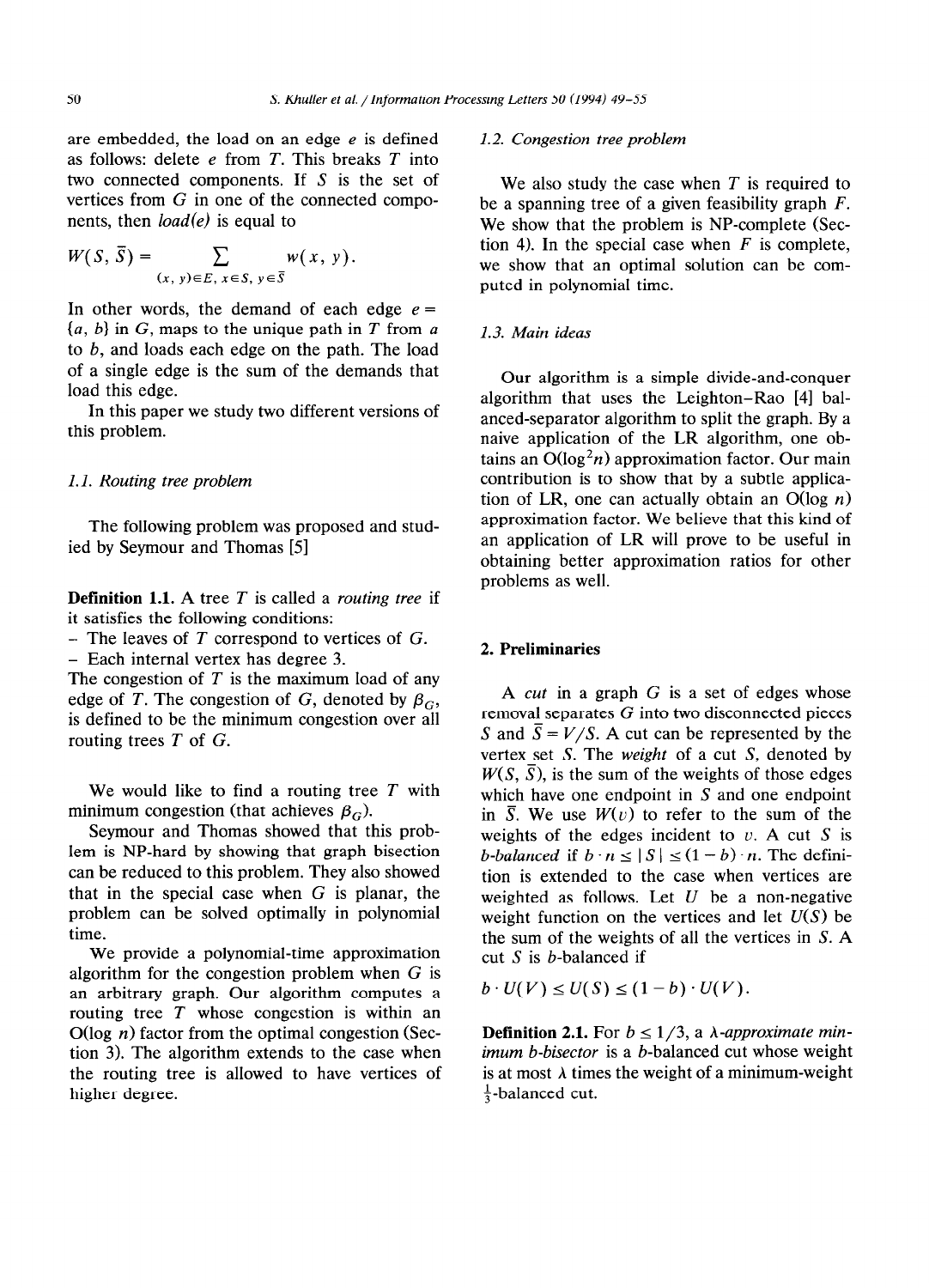are embedded, the load on an edge $e$ is defined as follows: delete $e$ from $T$. This breaks $T$ into two connected components. If $S$ is the set of vertices from $G$ in one of the connected components, then *load(e)* is equal to

$$W(S, \bar{S}) = \sum_{(x, y) \in E,\, x \in S,\, y \in \bar{S}} w(x, y).$$

In other words, the demand of each edge $e = \{a, b\}$ in $G$, maps to the unique path in $T$ from $a$ to $b$, and loads each edge on the path. The load of a single edge is the sum of the demands that load this edge.

In this paper we study two different versions of this problem.

### 1.1. Routing tree problem

The following problem was proposed and studied by Seymour and Thomas [5]

**Definition 1.1.** A tree $T$ is called a *routing tree* if it satisfies the following conditions:
- The leaves of $T$ correspond to vertices of $G$.
- Each internal vertex has degree 3.

The congestion of $T$ is the maximum load of any edge of $T$. The congestion of $G$, denoted by $\beta_G$, is defined to be the minimum congestion over all routing trees $T$ of $G$.

We would like to find a routing tree $T$ with minimum congestion (that achieves $\beta_G$).

Seymour and Thomas showed that this problem is NP-hard by showing that graph bisection can be reduced to this problem. They also showed that in the special case when $G$ is planar, the problem can be solved optimally in polynomial time.

We provide a polynomial-time approximation algorithm for the congestion problem when $G$ is an arbitrary graph. Our algorithm computes a routing tree $T$ whose congestion is within an $O(\log n)$ factor from the optimal congestion (Section 3). The algorithm extends to the case when the routing tree is allowed to have vertices of higher degree.

### 1.2. Congestion tree problem

We also study the case when $T$ is required to be a spanning tree of a given feasibility graph $F$. We show that the problem is NP-complete (Section 4). In the special case when $F$ is complete, we show that an optimal solution can be computed in polynomial time.

### 1.3. Main ideas

Our algorithm is a simple divide-and-conquer algorithm that uses the Leighton–Rao [4] balanced-separator algorithm to split the graph. By a naive application of the LR algorithm, one obtains an $O(\log^2 n)$ approximation factor. Our main contribution is to show that by a subtle application of LR, one can actually obtain an $O(\log n)$ approximation factor. We believe that this kind of an application of LR will prove to be useful in obtaining better approximation ratios for other problems as well.

## 2. Preliminaries

A *cut* in a graph $G$ is a set of edges whose removal separates $G$ into two disconnected pieces $S$ and $\bar{S} = V/S$. A cut can be represented by the vertex set $S$. The *weight* of a cut $S$, denoted by $W(S, \bar{S})$, is the sum of the weights of those edges which have one endpoint in $S$ and one endpoint in $\bar{S}$. We use $W(v)$ to refer to the sum of the weights of the edges incident to $v$. A cut $S$ is *b-balanced* if $b \cdot n \leq |S| \leq (1 - b) \cdot n$. The definition is extended to the case when vertices are weighted as follows. Let $U$ be a non-negative weight function on the vertices and let $U(S)$ be the sum of the weights of all the vertices in $S$. A cut $S$ is $b$-balanced if

$$b \cdot U(V) \leq U(S) \leq (1 - b) \cdot U(V).$$

**Definition 2.1.** For $b \leq 1/3$, a *$\lambda$-approximate minimum b-bisector* is a $b$-balanced cut whose weight is at most $\lambda$ times the weight of a minimum-weight $\frac{1}{3}$-balanced cut.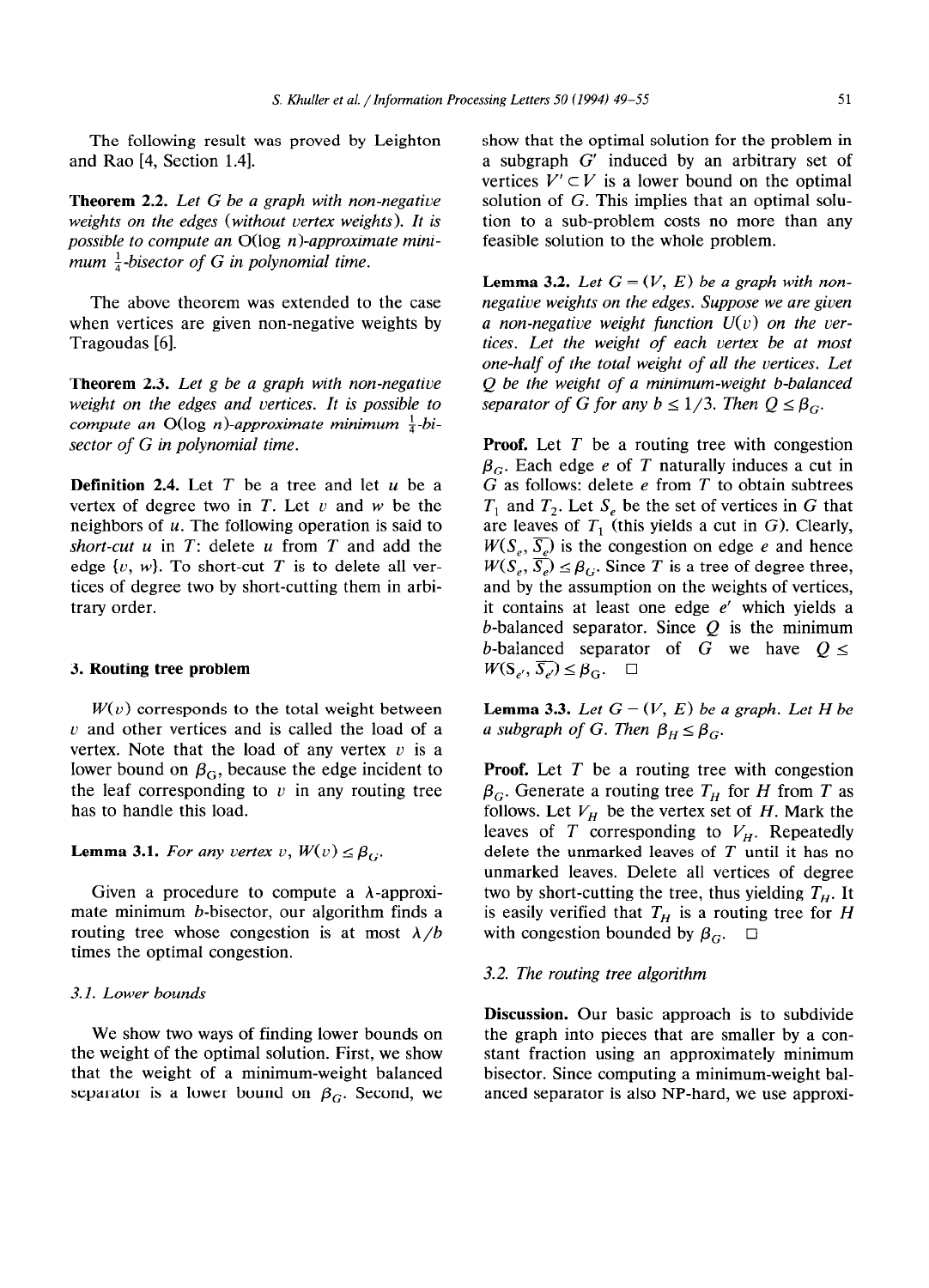The following result was proved by Leighton and Rao [4, Section 1.4].

**Theorem 2.2.** *Let $G$ be a graph with non-negative weights on the edges (without vertex weights). It is possible to compute an $O(\log n)$-approximate minimum $\frac{1}{4}$-bisector of $G$ in polynomial time.*

The above theorem was extended to the case when vertices are given non-negative weights by Tragoudas [6].

**Theorem 2.3.** *Let $g$ be a graph with non-negative weight on the edges and vertices. It is possible to compute an $O(\log n)$-approximate minimum $\frac{1}{4}$-bisector of $G$ in polynomial time.*

**Definition 2.4.** Let $T$ be a tree and let $u$ be a vertex of degree two in $T$. Let $v$ and $w$ be the neighbors of $u$. The following operation is said to *short-cut* $u$ in $T$: delete $u$ from $T$ and add the edge $\{v, w\}$. To short-cut $T$ is to delete all vertices of degree two by short-cutting them in arbitrary order.

## 3. Routing tree problem

$W(v)$ corresponds to the total weight between $v$ and other vertices and is called the load of a vertex. Note that the load of any vertex $v$ is a lower bound on $\beta_G$, because the edge incident to the leaf corresponding to $v$ in any routing tree has to handle this load.

**Lemma 3.1.** *For any vertex $v$, $W(v) \le \beta_G$.*

Given a procedure to compute a $\lambda$-approximate minimum $b$-bisector, our algorithm finds a routing tree whose congestion is at most $\lambda / b$ times the optimal congestion.

### 3.1. Lower bounds

We show two ways of finding lower bounds on the weight of the optimal solution. First, we show that the weight of a minimum-weight balanced separator is a lower bound on $\beta_G$. Second, we show that the optimal solution for the problem in a subgraph $G'$ induced by an arbitrary set of vertices $V' \subset V$ is a lower bound on the optimal solution of $G$. This implies that an optimal solution to a sub-problem costs no more than any feasible solution to the whole problem.

**Lemma 3.2.** *Let $G = (V, E)$ be a graph with non-negative weights on the edges. Suppose we are given a non-negative weight function $U(v)$ on the vertices. Let the weight of each vertex be at most one-half of the total weight of all the vertices. Let $Q$ be the weight of a minimum-weight $b$-balanced separator of $G$ for any $b \le 1/3$. Then $Q \le \beta_G$.*

**Proof.** Let $T$ be a routing tree with congestion $\beta_G$. Each edge $e$ of $T$ naturally induces a cut in $G$ as follows: delete $e$ from $T$ to obtain subtrees $T_1$ and $T_2$. Let $S_e$ be the set of vertices in $G$ that are leaves of $T_1$ (this yields a cut in $G$). Clearly, $W(S_e, \overline{S_e})$ is the congestion on edge $e$ and hence $W(S_e, \overline{S_e}) \le \beta_G$. Since $T$ is a tree of degree three, and by the assumption on the weights of vertices, it contains at least one edge $e'$ which yields a $b$-balanced separator. Since $Q$ is the minimum $b$-balanced separator of $G$ we have $Q \le W(S_{e'}, \overline{S_{e'}}) \le \beta_G$. $\square$

**Lemma 3.3.** *Let $G = (V, E)$ be a graph. Let $H$ be a subgraph of $G$. Then $\beta_H \le \beta_G$.*

**Proof.** Let $T$ be a routing tree with congestion $\beta_G$. Generate a routing tree $T_H$ for $H$ from $T$ as follows. Let $V_H$ be the vertex set of $H$. Mark the leaves of $T$ corresponding to $V_H$. Repeatedly delete the unmarked leaves of $T$ until it has no unmarked leaves. Delete all vertices of degree two by short-cutting the tree, thus yielding $T_H$. It is easily verified that $T_H$ is a routing tree for $H$ with congestion bounded by $\beta_G$. $\square$

### 3.2. The routing tree algorithm

**Discussion.** Our basic approach is to subdivide the graph into pieces that are smaller by a constant fraction using an approximately minimum bisector. Since computing a minimum-weight balanced separator is also NP-hard, we use approxi-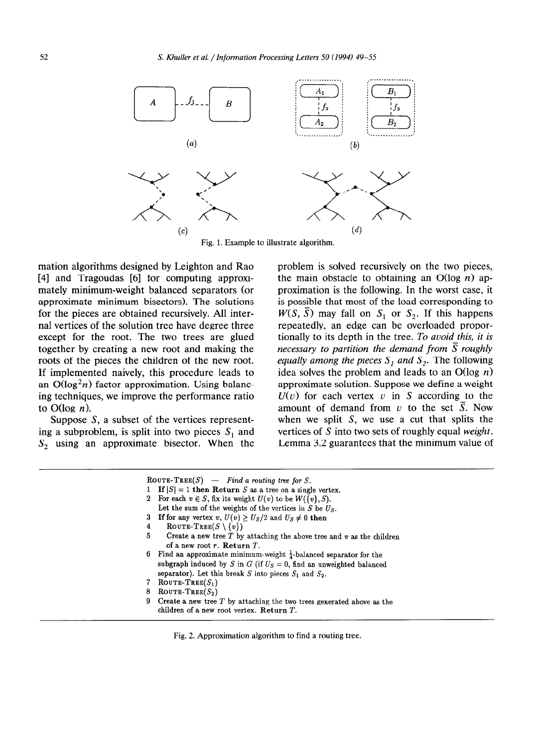Fig. 1. Example to illustrate algorithm.

mation algorithms designed by Leighton and Rao [4] and Tragoudas [6] for computing approximately minimum-weight balanced separators (or approximate minimum bisectors). The solutions for the pieces are obtained recursively. All internal vertices of the solution tree have degree three except for the root. The two trees are glued together by creating a new root and making the roots of the pieces the children of the new root. If implemented naively, this procedure leads to an $O(\log^2 n)$ factor approximation. Using balancing techniques, we improve the performance ratio to $O(\log n)$.

Suppose $S$, a subset of the vertices representing a subproblem, is split into two pieces $S_1$ and $S_2$ using an approximate bisector. When the problem is solved recursively on the two pieces, the main obstacle to obtaining an $O(\log n)$ approximation is the following. In the worst case, it is possible that most of the load corresponding to $W(S, \bar{S})$ may fall on $S_1$ or $S_2$. If this happens repeatedly, an edge can be overloaded proportionally to its depth in the tree. *To avoid this, it is necessary to partition the demand from $\bar{S}$ roughly equally among the pieces $S_1$ and $S_2$.* The following idea solves the problem and leads to an $O(\log n)$ approximate solution. Suppose we define a weight $U(v)$ for each vertex $v$ in $S$ according to the amount of demand from $v$ to the set $\bar{S}$. Now when we split $S$, we use a cut that splits the vertices of $S$ into two sets of roughly equal *weight*. Lemma 3.2 guarantees that the minimum value of

```
ROUTE-TREE(S) — Find a routing tree for S.
1  If |S| = 1 then Return S as a tree on a single vertex.
2  For each v ∈ S, fix its weight U(v) to be W({v}, S).
   Let the sum of the weights of the vertices in S be U_S.
3  If for any vertex v, U(v) ≥ U_S/2 and U_S ≠ 0 then
4     ROUTE-TREE(S \ {v})
5     Create a new tree T by attaching the above tree and v as the children
      of a new root r. Return T.
6  Find an approximate minimum-weight 1/4-balanced separator for the
   subgraph induced by S in G (if U_S = 0, find an unweighted balanced
   separator). Let this break S into pieces S_1 and S_2.
7  ROUTE-TREE(S_1)
8  ROUTE-TREE(S_2)
9  Create a new tree T by attaching the two trees generated above as the
   children of a new root vertex. Return T.
```

Fig. 2. Approximation algorithm to find a routing tree.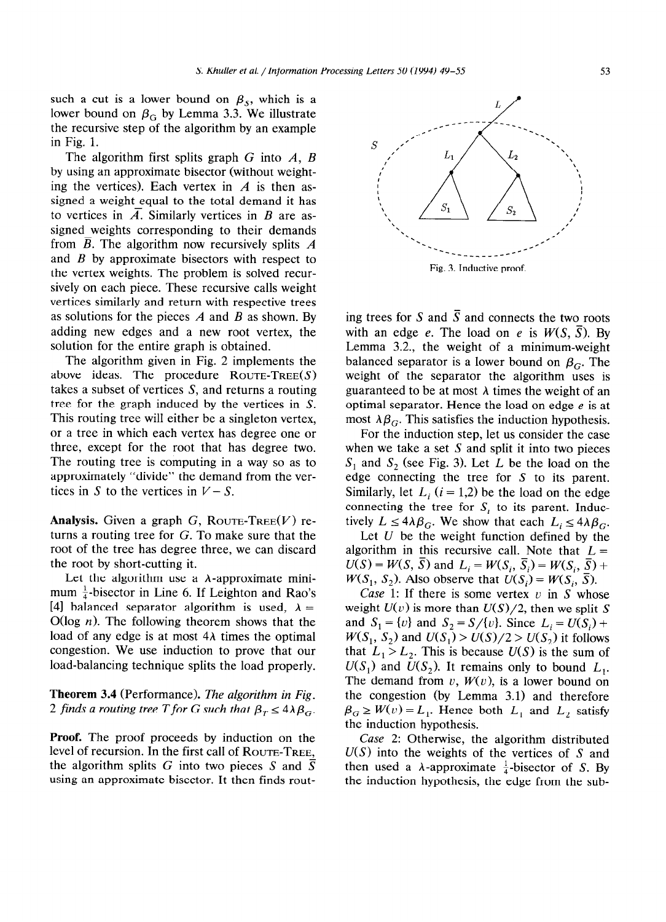such a cut is a lower bound on $\beta_S$, which is a lower bound on $\beta_G$ by Lemma 3.3. We illustrate the recursive step of the algorithm by an example in Fig. 1.

The algorithm first splits graph $G$ into $A$, $B$ by using an approximate bisector (without weighting the vertices). Each vertex in $A$ is then assigned a weight equal to the total demand it has to vertices in $\bar{A}$. Similarly vertices in $B$ are assigned weights corresponding to their demands from $\bar{B}$. The algorithm now recursively splits $A$ and $B$ by approximate bisectors with respect to the vertex weights. The problem is solved recursively on each piece. These recursive calls weight vertices similarly and return with respective trees as solutions for the pieces $A$ and $B$ as shown. By adding new edges and a new root vertex, the solution for the entire graph is obtained.

The algorithm given in Fig. 2 implements the above ideas. The procedure ROUTE-TREE($S$) takes a subset of vertices $S$, and returns a routing tree for the graph induced by the vertices in $S$. This routing tree will either be a singleton vertex, or a tree in which each vertex has degree one or three, except for the root that has degree two. The routing tree is computing in a way so as to approximately "divide" the demand from the vertices in $S$ to the vertices in $V - S$.

**Analysis.** Given a graph $G$, ROUTE-TREE($V$) returns a routing tree for $G$. To make sure that the root of the tree has degree three, we can discard the root by short-cutting it.

Let the algorithm use a $\lambda$-approximate minimum $\frac{1}{4}$-bisector in Line 6. If Leighton and Rao's [4] balanced separator algorithm is used, $\lambda = O(\log n)$. The following theorem shows that the load of any edge is at most $4\lambda$ times the optimal congestion. We use induction to prove that our load-balancing technique splits the load properly.

**Theorem 3.4** (Performance). *The algorithm in Fig. 2 finds a routing tree $T$ for $G$ such that $\beta_T \le 4\lambda\beta_G$.*

**Proof.** The proof proceeds by induction on the level of recursion. In the first call of ROUTE-TREE, the algorithm splits $G$ into two pieces $S$ and $\bar{S}$ using an approximate bisector. It then finds routing trees for $S$ and $\bar{S}$ and connects the two roots with an edge $e$. The load on $e$ is $W(S, \bar{S})$. By Lemma 3.2., the weight of a minimum-weight balanced separator is a lower bound on $\beta_G$. The weight of the separator the algorithm uses is guaranteed to be at most $\lambda$ times the weight of an optimal separator. Hence the load on edge $e$ is at most $\lambda\beta_G$. This satisfies the induction hypothesis.

Fig. 3. Inductive proof.

For the induction step, let us consider the case when we take a set $S$ and split it into two pieces $S_1$ and $S_2$ (see Fig. 3). Let $L$ be the load on the edge connecting the tree for $S$ to its parent. Similarly, let $L_i$ ($i = 1,2$) be the load on the edge connecting the tree for $S_i$ to its parent. Inductively $L \le 4\lambda\beta_G$. We show that each $L_i \le 4\lambda\beta_G$.

Let $U$ be the weight function defined by the algorithm in this recursive call. Note that $L = U(S) = W(S, \bar{S})$ and $L_i = W(S_i, \bar{S}_i) = W(S_i, \bar{S}) + W(S_1, S_2)$. Also observe that $U(S_i) = W(S_i, \bar{S})$.

*Case* 1: If there is some vertex $v$ in $S$ whose weight $U(v)$ is more than $U(S)/2$, then we split $S$ and $S_1 = \{v\}$ and $S_2 = S/\{v\}$. Since $L_i = U(S_i) + W(S_1, S_2)$ and $U(S_1) > U(S)/2 > U(S_2)$ it follows that $L_1 > L_2$. This is because $U(S)$ is the sum of $U(S_1)$ and $U(S_2)$. It remains only to bound $L_1$. The demand from $v$, $W(v)$, is a lower bound on the congestion (by Lemma 3.1) and therefore $\beta_G \ge W(v) = L_1$. Hence both $L_1$ and $L_2$ satisfy the induction hypothesis.

*Case* 2: Otherwise, the algorithm distributed $U(S)$ into the weights of the vertices of $S$ and then used a $\lambda$-approximate $\frac{1}{4}$-bisector of $S$. By the induction hypothesis, the edge from the sub-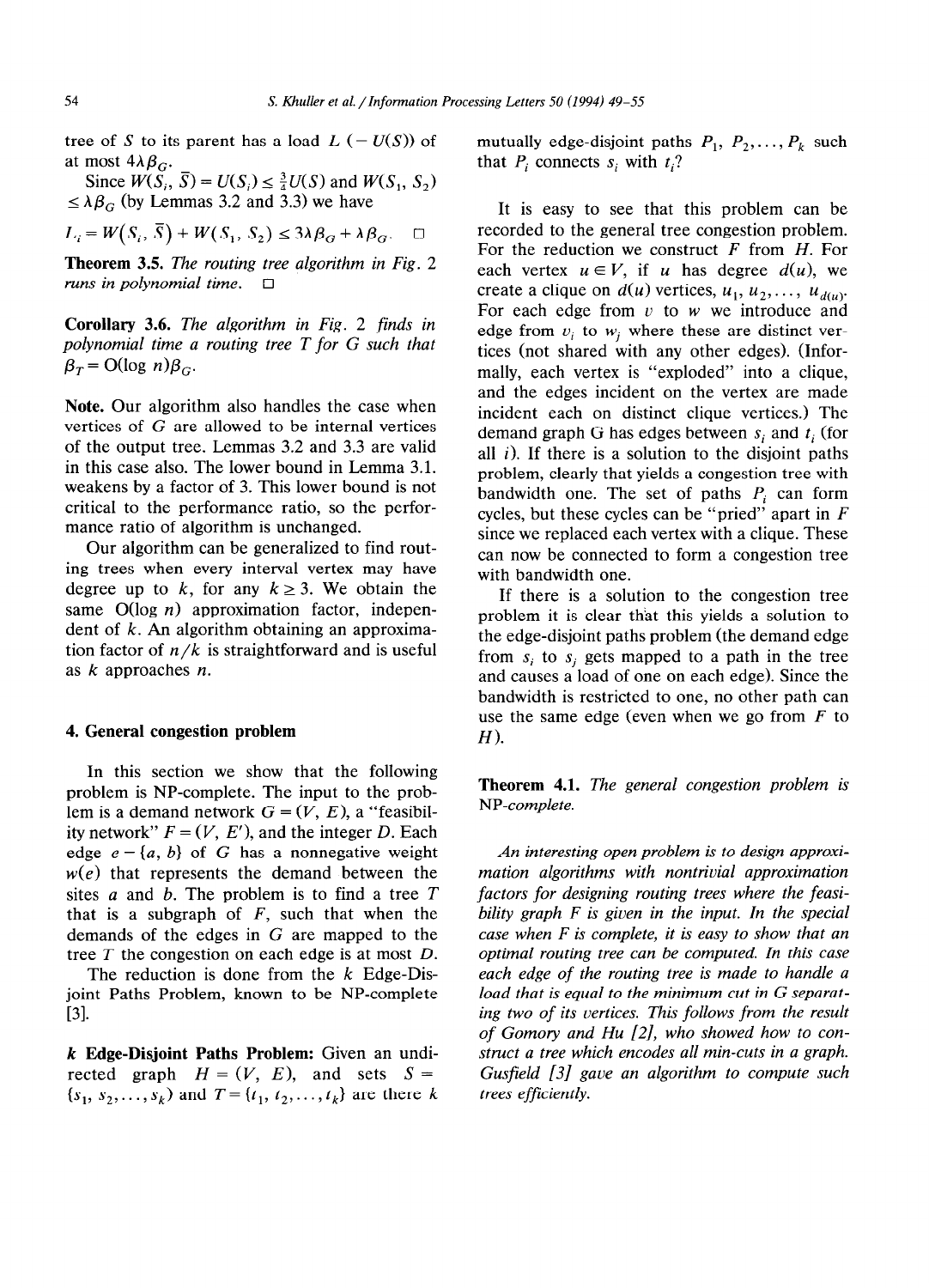tree of $S$ to its parent has a load $L$ ($= U(S)$) of at most $4\lambda\beta_G$.

Since $W(S_i, \bar{S}) = U(S_i) \le \frac{3}{4}U(S)$ and $W(S_1, S_2) \le \lambda\beta_G$ (by Lemmas 3.2 and 3.3) we have

$$L_i = W(S_i, \bar{S}) + W(S_1, S_2) \le 3\lambda\beta_G + \lambda\beta_G. \quad \square$$

**Theorem 3.5.** *The routing tree algorithm in Fig. 2 runs in polynomial time.* $\square$

**Corollary 3.6.** *The algorithm in Fig. 2 finds in polynomial time a routing tree $T$ for $G$ such that $\beta_T = O(\log n)\beta_G$.*

**Note.** Our algorithm also handles the case when vertices of $G$ are allowed to be internal vertices of the output tree. Lemmas 3.2 and 3.3 are valid in this case also. The lower bound in Lemma 3.1. weakens by a factor of 3. This lower bound is not critical to the performance ratio, so the performance ratio of algorithm is unchanged.

Our algorithm can be generalized to find routing trees when every interval vertex may have degree up to $k$, for any $k \ge 3$. We obtain the same $O(\log n)$ approximation factor, independent of $k$. An algorithm obtaining an approximation factor of $n/k$ is straightforward and is useful as $k$ approaches $n$.

## 4. General congestion problem

In this section we show that the following problem is NP-complete. The input to the problem is a demand network $G = (V, E)$, a "feasibility network" $F = (V, E')$, and the integer $D$. Each edge $e = \{a, b\}$ of $G$ has a nonnegative weight $w(e)$ that represents the demand between the sites $a$ and $b$. The problem is to find a tree $T$ that is a subgraph of $F$, such that when the demands of the edges in $G$ are mapped to the tree $T$ the congestion on each edge is at most $D$.

The reduction is done from the $k$ Edge-Disjoint Paths Problem, known to be NP-complete [3].

***k* Edge-Disjoint Paths Problem:** Given an undirected graph $H = (V, E)$, and sets $S = \{s_1, s_2, \ldots, s_k\}$ and $T = \{t_1, t_2, \ldots, t_k\}$ are there $k$ mutually edge-disjoint paths $P_1, P_2, \ldots, P_k$ such that $P_i$ connects $s_i$ with $t_i$?

It is easy to see that this problem can be recorded to the general tree congestion problem. For the reduction we construct $F$ from $H$. For each vertex $u \in V$, if $u$ has degree $d(u)$, we create a clique on $d(u)$ vertices, $u_1, u_2, \ldots, u_{d(u)}$. For each edge from $v$ to $w$ we introduce and edge from $v_i$ to $w_j$ where these are distinct vertices (not shared with any other edges). (Informally, each vertex is "exploded" into a clique, and the edges incident on the vertex are made incident each on distinct clique vertices.) The demand graph G has edges between $s_i$ and $t_i$ (for all $i$). If there is a solution to the disjoint paths problem, clearly that yields a congestion tree with bandwidth one. The set of paths $P_i$ can form cycles, but these cycles can be "pried" apart in $F$ since we replaced each vertex with a clique. These can now be connected to form a congestion tree with bandwidth one.

If there is a solution to the congestion tree problem it is clear that this yields a solution to the edge-disjoint paths problem (the demand edge from $s_i$ to $s_j$ gets mapped to a path in the tree and causes a load of one on each edge). Since the bandwidth is restricted to one, no other path can use the same edge (even when we go from $F$ to $H$).

**Theorem 4.1.** *The general congestion problem is NP-complete.*

*An interesting open problem is to design approximation algorithms with nontrivial approximation factors for designing routing trees where the feasibility graph $F$ is given in the input. In the special case when $F$ is complete, it is easy to show that an optimal routing tree can be computed. In this case each edge of the routing tree is made to handle a load that is equal to the minimum cut in $G$ separating two of its vertices. This follows from the result of Gomory and Hu [2], who showed how to construct a tree which encodes all min-cuts in a graph. Gusfield [3] gave an algorithm to compute such trees efficiently.*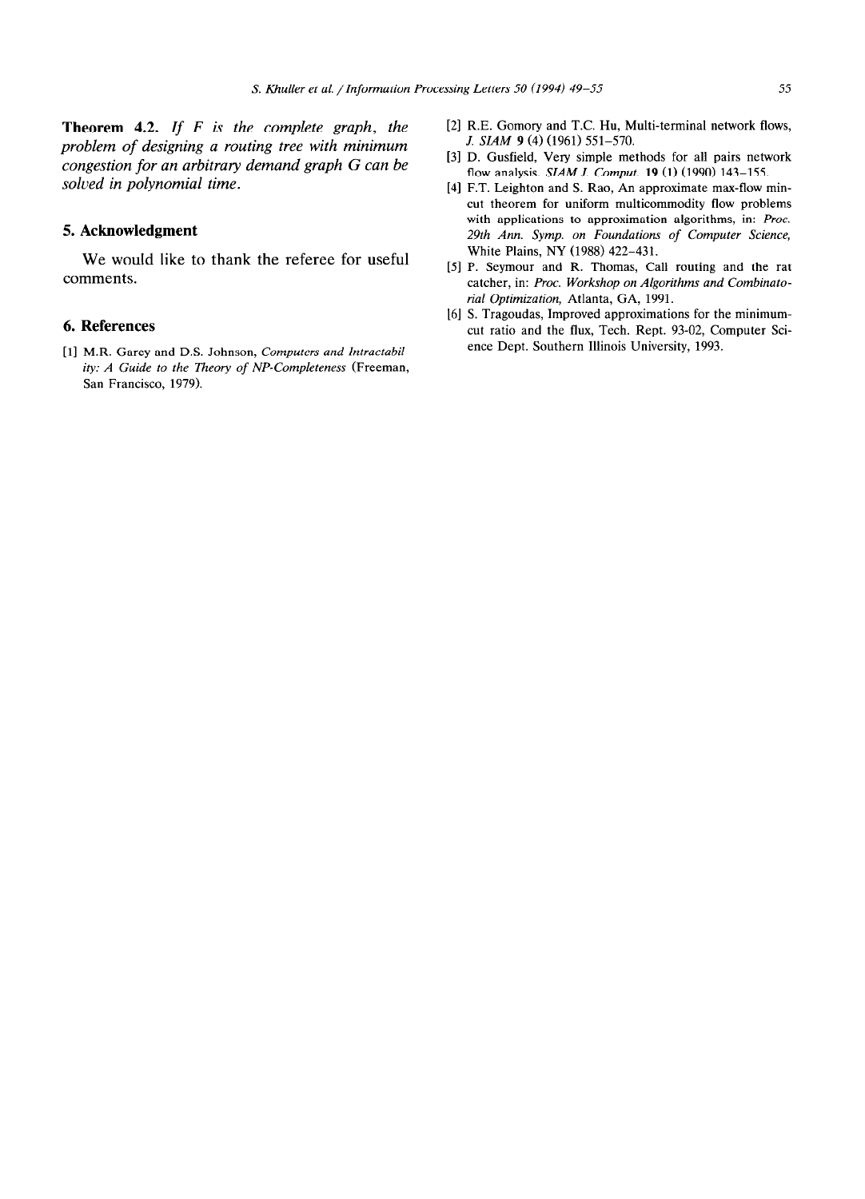**Theorem 4.2.** *If $F$ is the complete graph, the problem of designing a routing tree with minimum congestion for an arbitrary demand graph $G$ can be solved in polynomial time.*

## 5. Acknowledgment

We would like to thank the referee for useful comments.

## 6. References

[1] M.R. Garey and D.S. Johnson, *Computers and Intractability: A Guide to the Theory of NP-Completeness* (Freeman, San Francisco, 1979).

[2] R.E. Gomory and T.C. Hu, Multi-terminal network flows, *J. SIAM* **9** (4) (1961) 551–570.

[3] D. Gusfield, Very simple methods for all pairs network flow analysis, *SIAM J. Comput.* **19** (1) (1990) 143–155.

[4] F.T. Leighton and S. Rao, An approximate max-flow min-cut theorem for uniform multicommodity flow problems with applications to approximation algorithms, in: *Proc. 29th Ann. Symp. on Foundations of Computer Science,* White Plains, NY (1988) 422–431.

[5] P. Seymour and R. Thomas, Call routing and the rat catcher, in: *Proc. Workshop on Algorithms and Combinatorial Optimization,* Atlanta, GA, 1991.

[6] S. Tragoudas, Improved approximations for the minimum-cut ratio and the flux, Tech. Rept. 93-02, Computer Science Dept. Southern Illinois University, 1993.